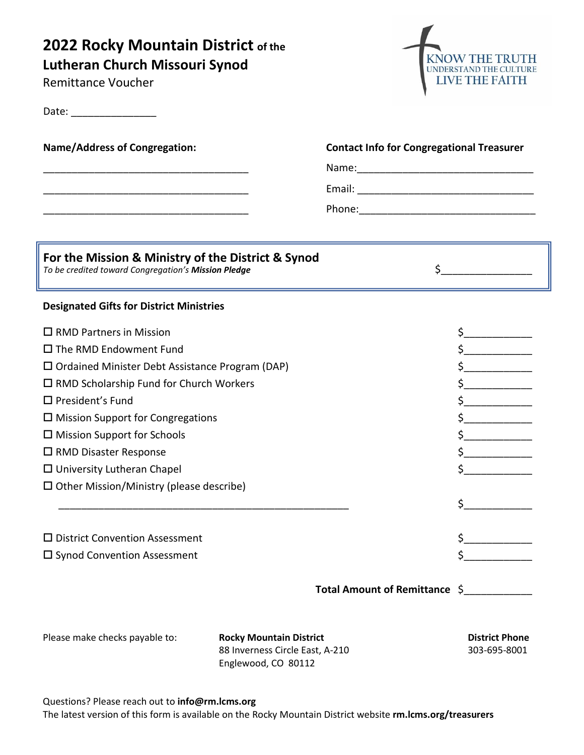# 2022 Rocky Mountain District of the Lutheran Church Missouri Synod

Remittance Voucher

KNOW THE TRUTH
UNDERSTAND THE CULTURE
LIVE THE FAITH

Date: _______________

**Name/Address of Congregation:**

____________________________________

____________________________________

____________________________________

**Contact Info for Congregational Treasurer**

Name:_______________________________

Email: _______________________________

Phone:_______________________________

## For the Mission & Ministry of the District & Synod

*To be credited toward Congregation's* ***Mission Pledge*** $________________

**Designated Gifts for District Ministries**

| | |
|---|---|
| ☐ RMD Partners in Mission | $____________ |
| ☐ The RMD Endowment Fund | $____________ |
| ☐ Ordained Minister Debt Assistance Program (DAP) | $____________ |
| ☐ RMD Scholarship Fund for Church Workers | $____________ |
| ☐ President's Fund | $____________ |
| ☐ Mission Support for Congregations | $____________ |
| ☐ Mission Support for Schools | $____________ |
| ☐ RMD Disaster Response | $____________ |
| ☐ University Lutheran Chapel | $____________ |
| ☐ Other Mission/Ministry (please describe) | |
| ____________________________________________________ | $____________ |
| ☐ District Convention Assessment | $____________ |
| ☐ Synod Convention Assessment | $____________ |

**Total Amount of Remittance** $____________

Please make checks payable to:

**Rocky Mountain District**
88 Inverness Circle East, A-210
Englewood, CO 80112

**District Phone**
303-695-8001

Questions? Please reach out to **info@rm.lcms.org**

The latest version of this form is available on the Rocky Mountain District website **rm.lcms.org/treasurers**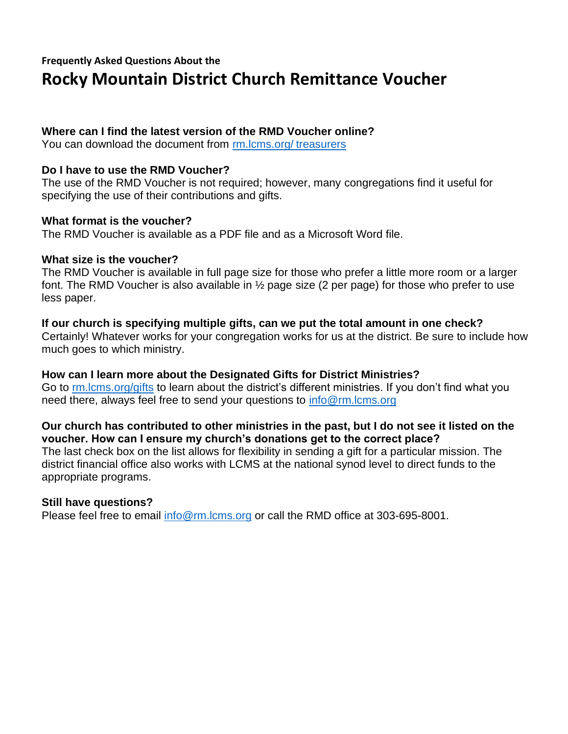**Frequently Asked Questions About the**

# Rocky Mountain District Church Remittance Voucher

### Where can I find the latest version of the RMD Voucher online?

You can download the document from rm.lcms.org/ treasurers

### Do I have to use the RMD Voucher?

The use of the RMD Voucher is not required; however, many congregations find it useful for specifying the use of their contributions and gifts.

### What format is the voucher?

The RMD Voucher is available as a PDF file and as a Microsoft Word file.

### What size is the voucher?

The RMD Voucher is available in full page size for those who prefer a little more room or a larger font. The RMD Voucher is also available in ½ page size (2 per page) for those who prefer to use less paper.

### If our church is specifying multiple gifts, can we put the total amount in one check?

Certainly! Whatever works for your congregation works for us at the district. Be sure to include how much goes to which ministry.

### How can I learn more about the Designated Gifts for District Ministries?

Go to rm.lcms.org/gifts to learn about the district's different ministries. If you don't find what you need there, always feel free to send your questions to info@rm.lcms.org

### Our church has contributed to other ministries in the past, but I do not see it listed on the voucher. How can I ensure my church's donations get to the correct place?

The last check box on the list allows for flexibility in sending a gift for a particular mission. The district financial office also works with LCMS at the national synod level to direct funds to the appropriate programs.

### Still have questions?

Please feel free to email info@rm.lcms.org or call the RMD office at 303-695-8001.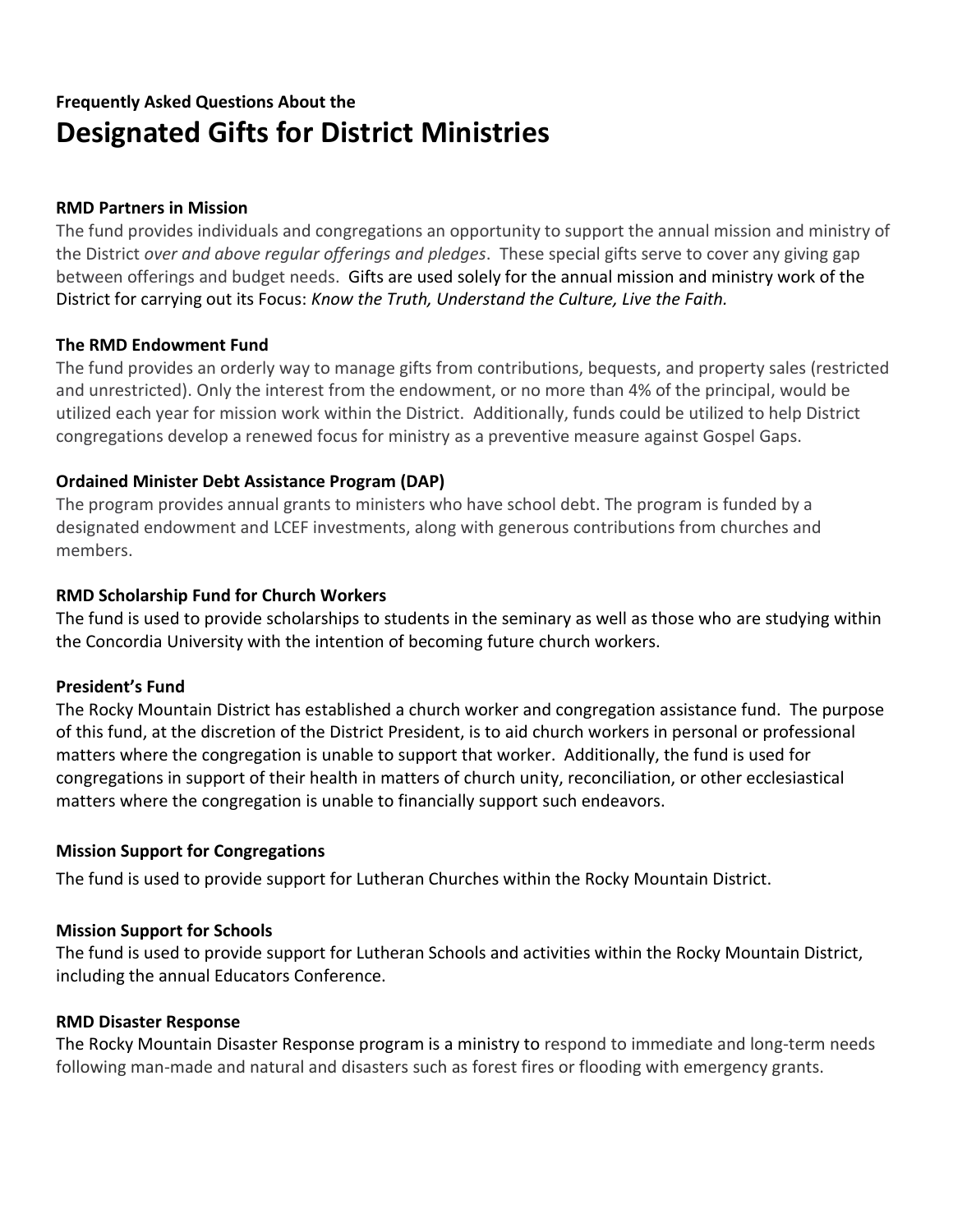**Frequently Asked Questions About the**

# Designated Gifts for District Ministries

**RMD Partners in Mission**

The fund provides individuals and congregations an opportunity to support the annual mission and ministry of the District *over and above regular offerings and pledges*. These special gifts serve to cover any giving gap between offerings and budget needs. Gifts are used solely for the annual mission and ministry work of the District for carrying out its Focus: *Know the Truth, Understand the Culture, Live the Faith.*

**The RMD Endowment Fund**

The fund provides an orderly way to manage gifts from contributions, bequests, and property sales (restricted and unrestricted). Only the interest from the endowment, or no more than 4% of the principal, would be utilized each year for mission work within the District. Additionally, funds could be utilized to help District congregations develop a renewed focus for ministry as a preventive measure against Gospel Gaps.

**Ordained Minister Debt Assistance Program (DAP)**

The program provides annual grants to ministers who have school debt. The program is funded by a designated endowment and LCEF investments, along with generous contributions from churches and members.

**RMD Scholarship Fund for Church Workers**

The fund is used to provide scholarships to students in the seminary as well as those who are studying within the Concordia University with the intention of becoming future church workers.

**President's Fund**

The Rocky Mountain District has established a church worker and congregation assistance fund. The purpose of this fund, at the discretion of the District President, is to aid church workers in personal or professional matters where the congregation is unable to support that worker. Additionally, the fund is used for congregations in support of their health in matters of church unity, reconciliation, or other ecclesiastical matters where the congregation is unable to financially support such endeavors.

**Mission Support for Congregations**

The fund is used to provide support for Lutheran Churches within the Rocky Mountain District.

**Mission Support for Schools**

The fund is used to provide support for Lutheran Schools and activities within the Rocky Mountain District, including the annual Educators Conference.

**RMD Disaster Response**

The Rocky Mountain Disaster Response program is a ministry to respond to immediate and long-term needs following man-made and natural and disasters such as forest fires or flooding with emergency grants.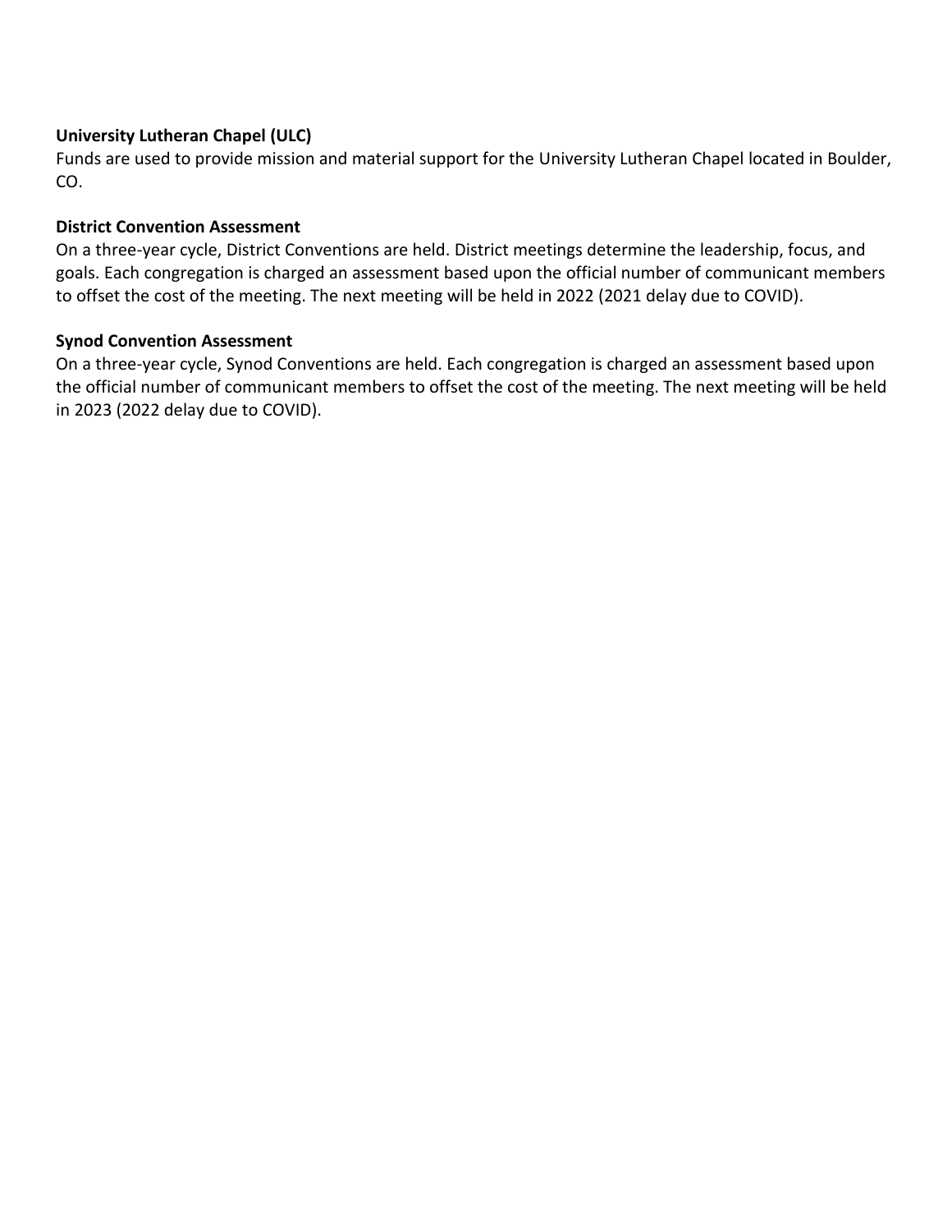**University Lutheran Chapel (ULC)**

Funds are used to provide mission and material support for the University Lutheran Chapel located in Boulder, CO.

**District Convention Assessment**

On a three-year cycle, District Conventions are held. District meetings determine the leadership, focus, and goals. Each congregation is charged an assessment based upon the official number of communicant members to offset the cost of the meeting. The next meeting will be held in 2022 (2021 delay due to COVID).

**Synod Convention Assessment**

On a three-year cycle, Synod Conventions are held. Each congregation is charged an assessment based upon the official number of communicant members to offset the cost of the meeting. The next meeting will be held in 2023 (2022 delay due to COVID).